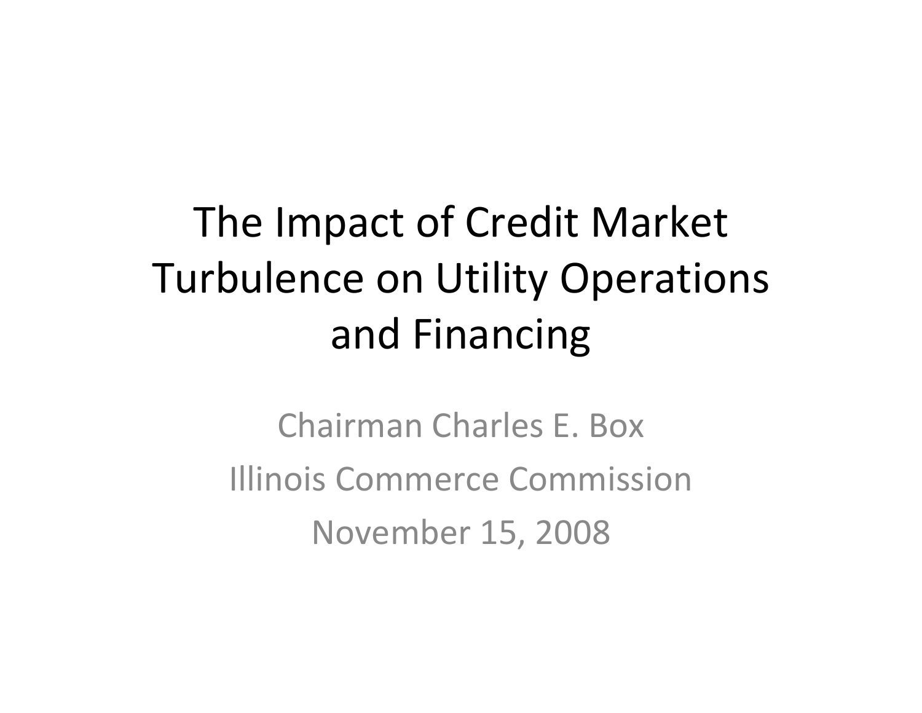# The Impact of Credit Market Turbulence on Utility Operations and Financing

Chairman Charles E. Box

Illinois Commerce Commission

November 15, 2008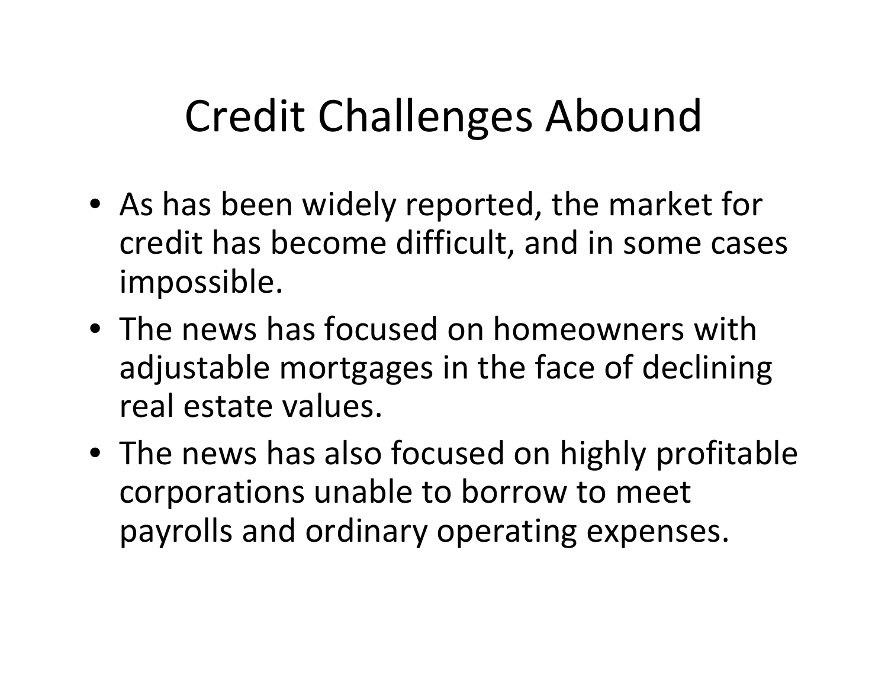# Credit Challenges Abound

- As has been widely reported, the market for credit has become difficult, and in some cases impossible.
- The news has focused on homeowners with adjustable mortgages in the face of declining real estate values.
- The news has also focused on highly profitable corporations unable to borrow to meet payrolls and ordinary operating expenses.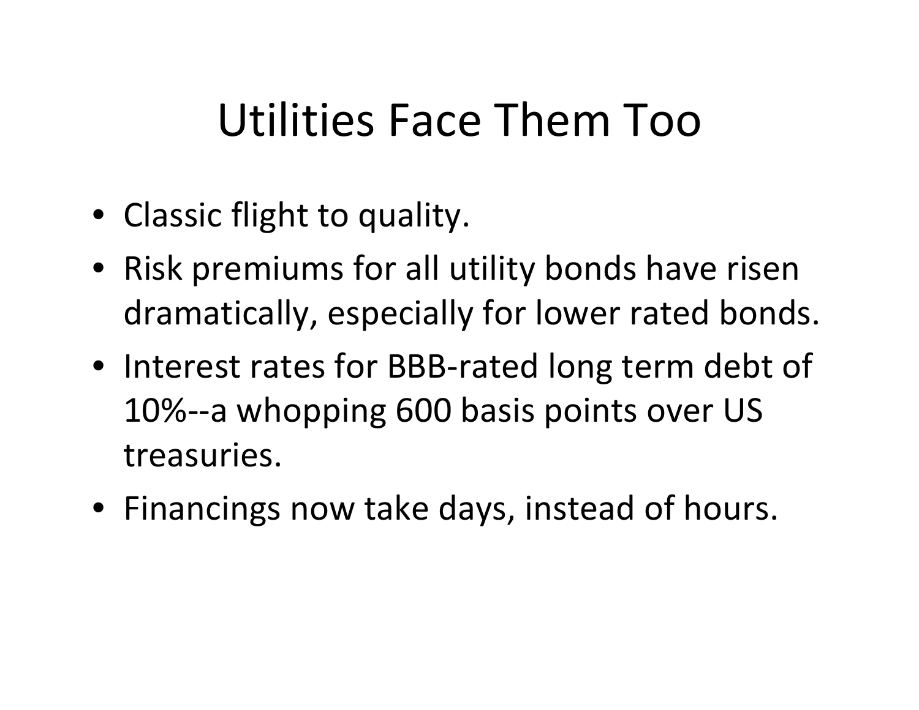# Utilities Face Them Too

- Classic flight to quality.
- Risk premiums for all utility bonds have risen dramatically, especially for lower rated bonds.
- Interest rates for BBB-rated long term debt of 10%--a whopping 600 basis points over US treasuries.
- Financings now take days, instead of hours.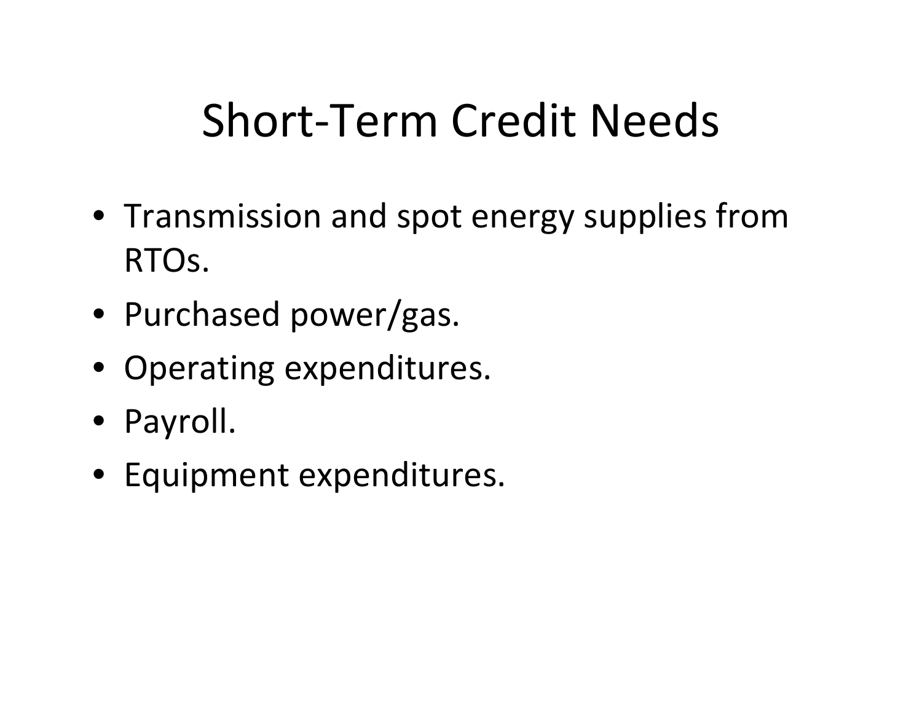# Short-Term Credit Needs

- Transmission and spot energy supplies from RTOs.
- Purchased power/gas.
- Operating expenditures.
- Payroll.
- Equipment expenditures.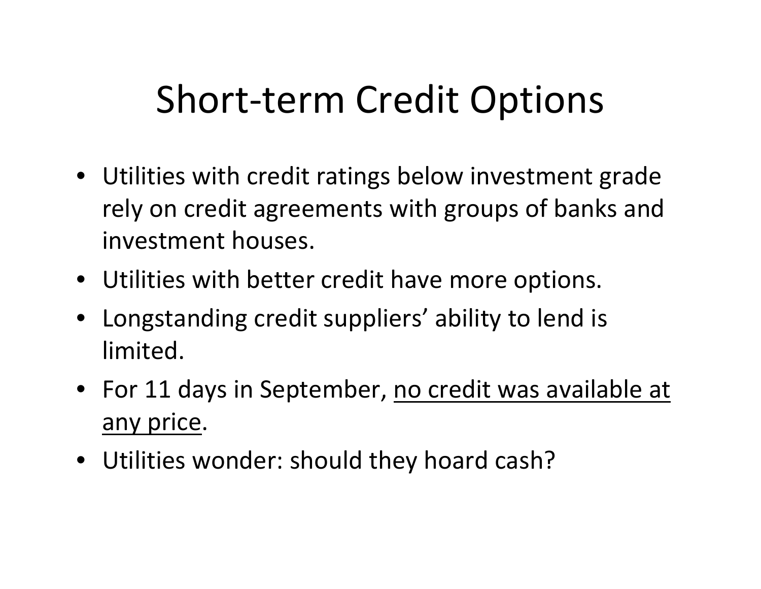# Short-term Credit Options

- Utilities with credit ratings below investment grade rely on credit agreements with groups of banks and investment houses.
- Utilities with better credit have more options.
- Longstanding credit suppliers' ability to lend is limited.
- For 11 days in September, <u>no credit was available at any price</u>.
- Utilities wonder: should they hoard cash?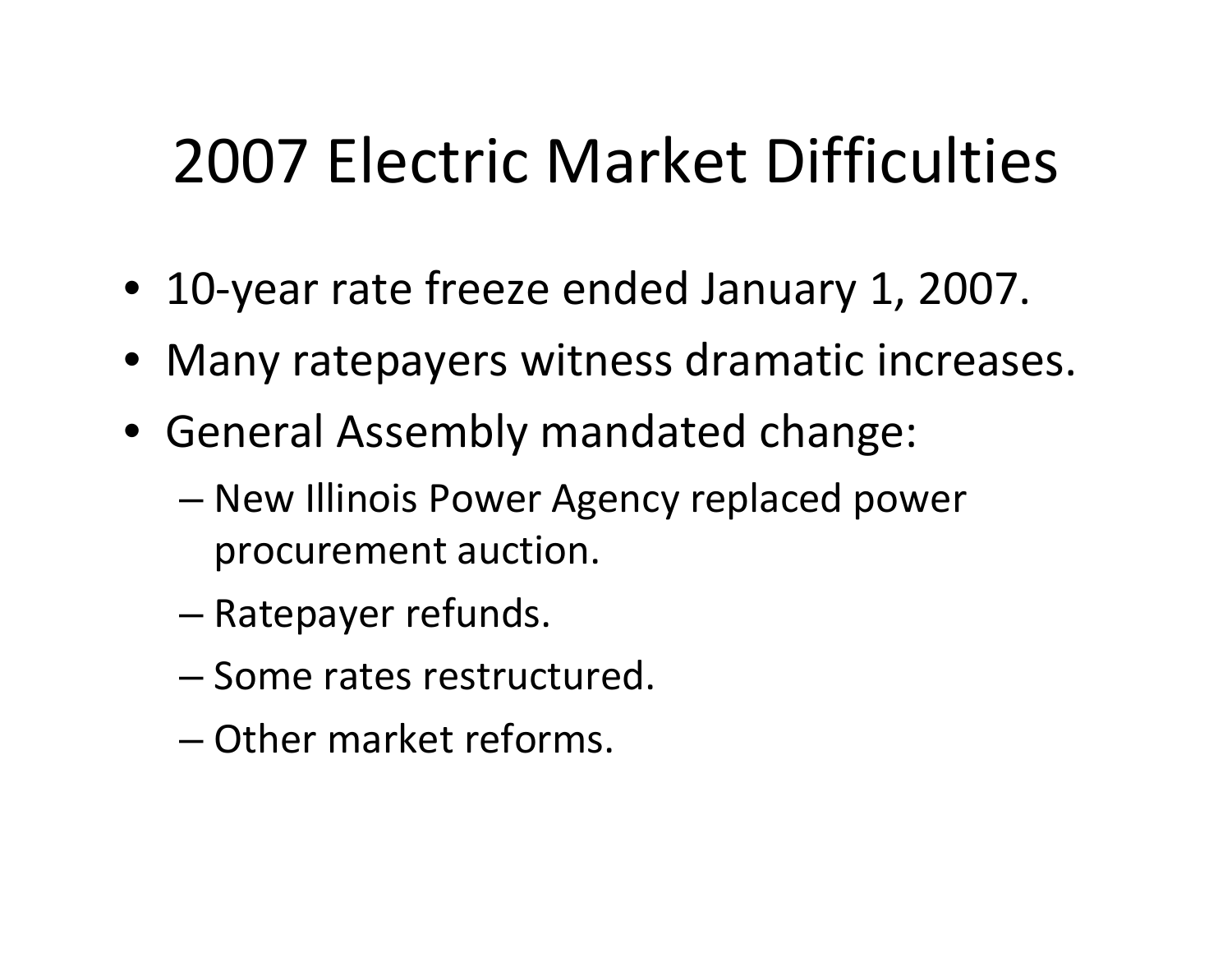# 2007 Electric Market Difficulties

- 10-year rate freeze ended January 1, 2007.
- Many ratepayers witness dramatic increases.
- General Assembly mandated change:
  - New Illinois Power Agency replaced power procurement auction.
  - Ratepayer refunds.
  - Some rates restructured.
  - Other market reforms.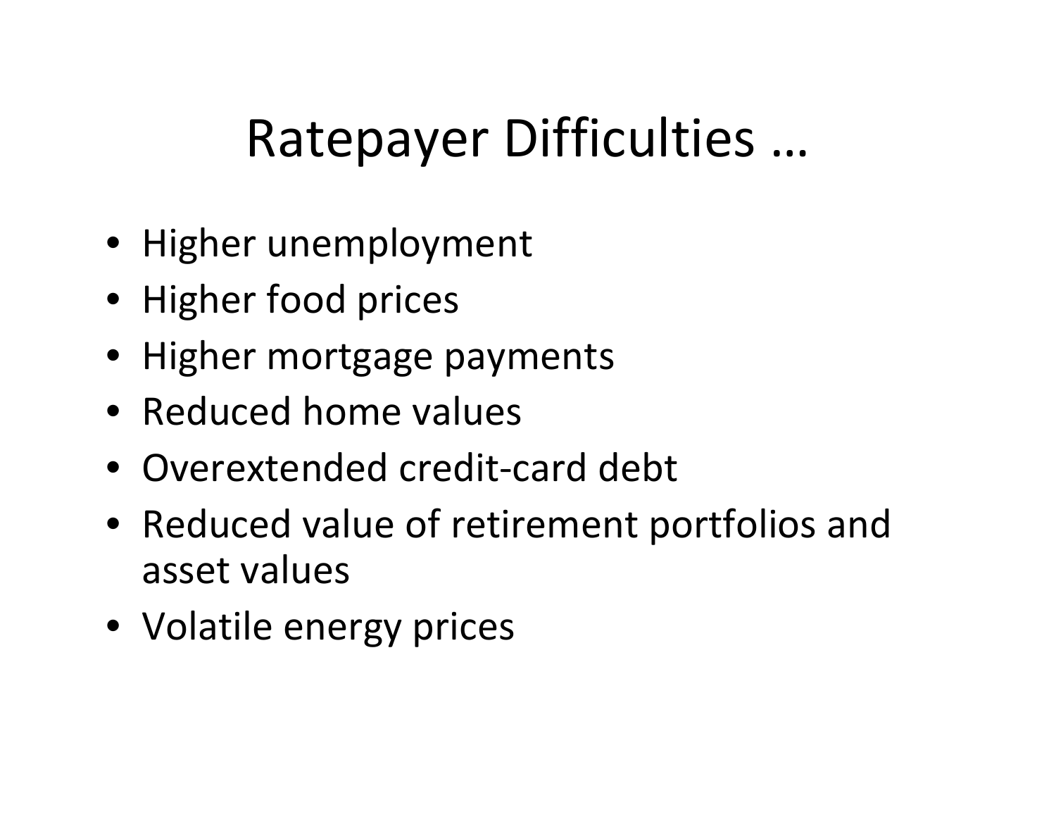# Ratepayer Difficulties …

- Higher unemployment
- Higher food prices
- Higher mortgage payments
- Reduced home values
- Overextended credit-card debt
- Reduced value of retirement portfolios and asset values
- Volatile energy prices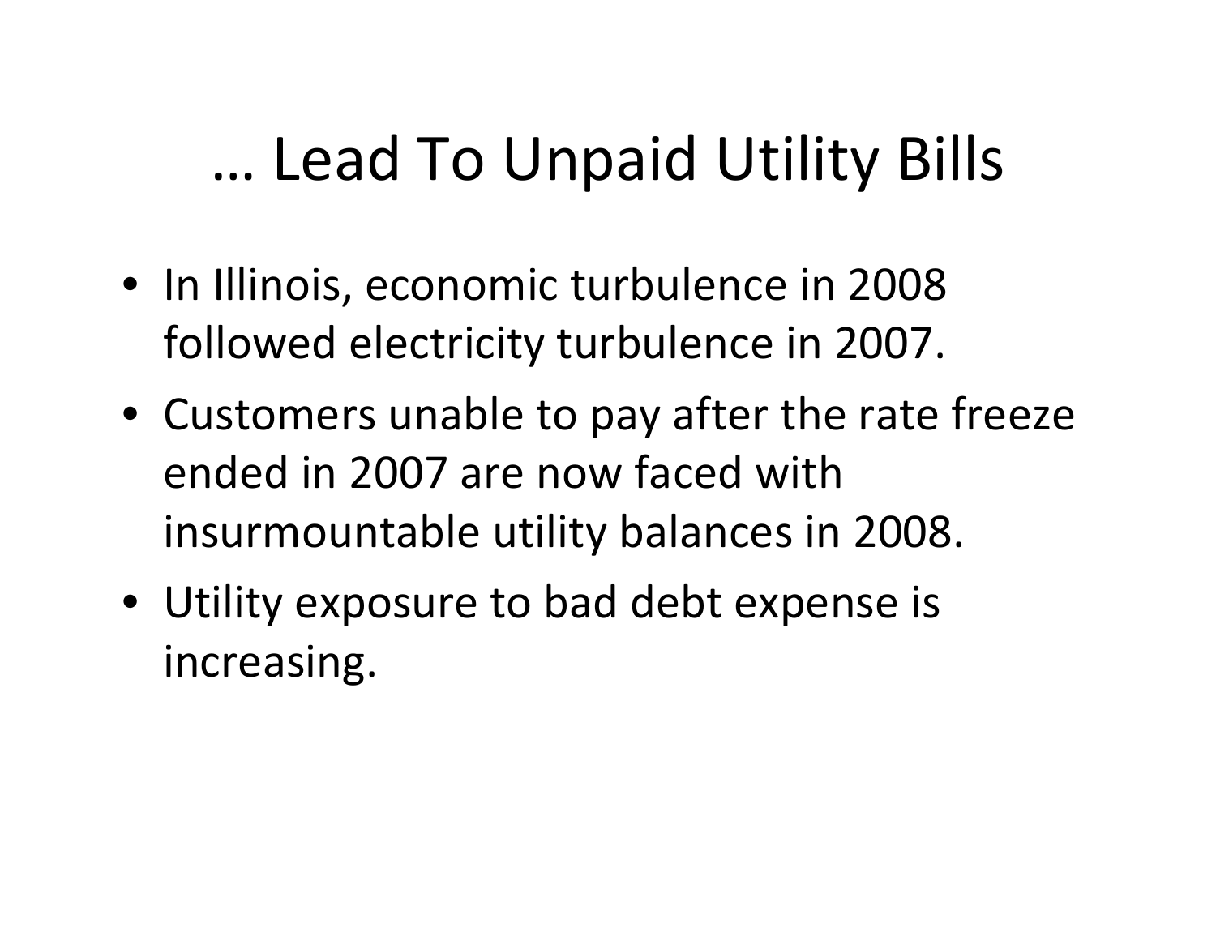# … Lead To Unpaid Utility Bills

- In Illinois, economic turbulence in 2008 followed electricity turbulence in 2007.
- Customers unable to pay after the rate freeze ended in 2007 are now faced with insurmountable utility balances in 2008.
- Utility exposure to bad debt expense is increasing.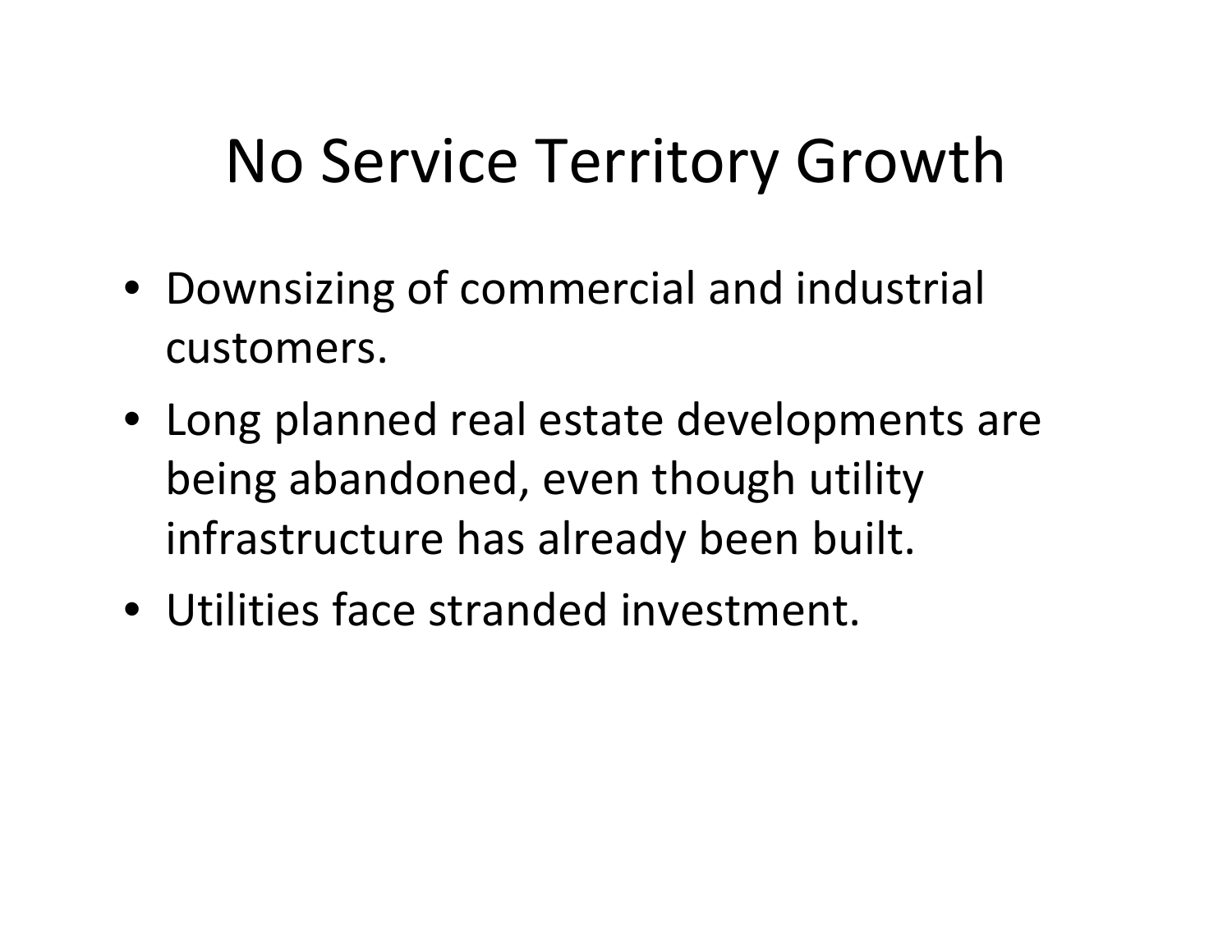# No Service Territory Growth

- Downsizing of commercial and industrial customers.
- Long planned real estate developments are being abandoned, even though utility infrastructure has already been built.
- Utilities face stranded investment.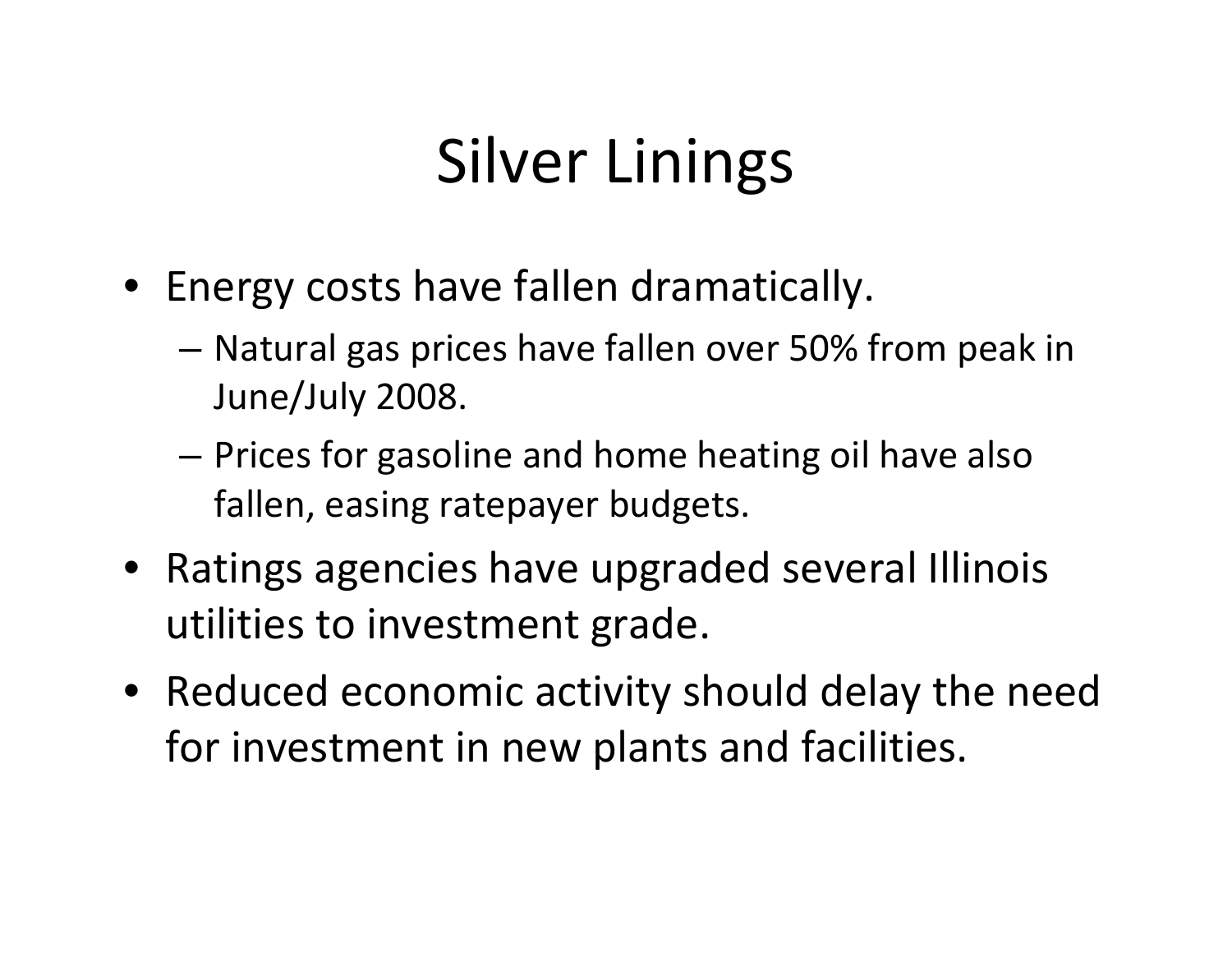# Silver Linings

- Energy costs have fallen dramatically.
  - Natural gas prices have fallen over 50% from peak in June/July 2008.
  - Prices for gasoline and home heating oil have also fallen, easing ratepayer budgets.
- Ratings agencies have upgraded several Illinois utilities to investment grade.
- Reduced economic activity should delay the need for investment in new plants and facilities.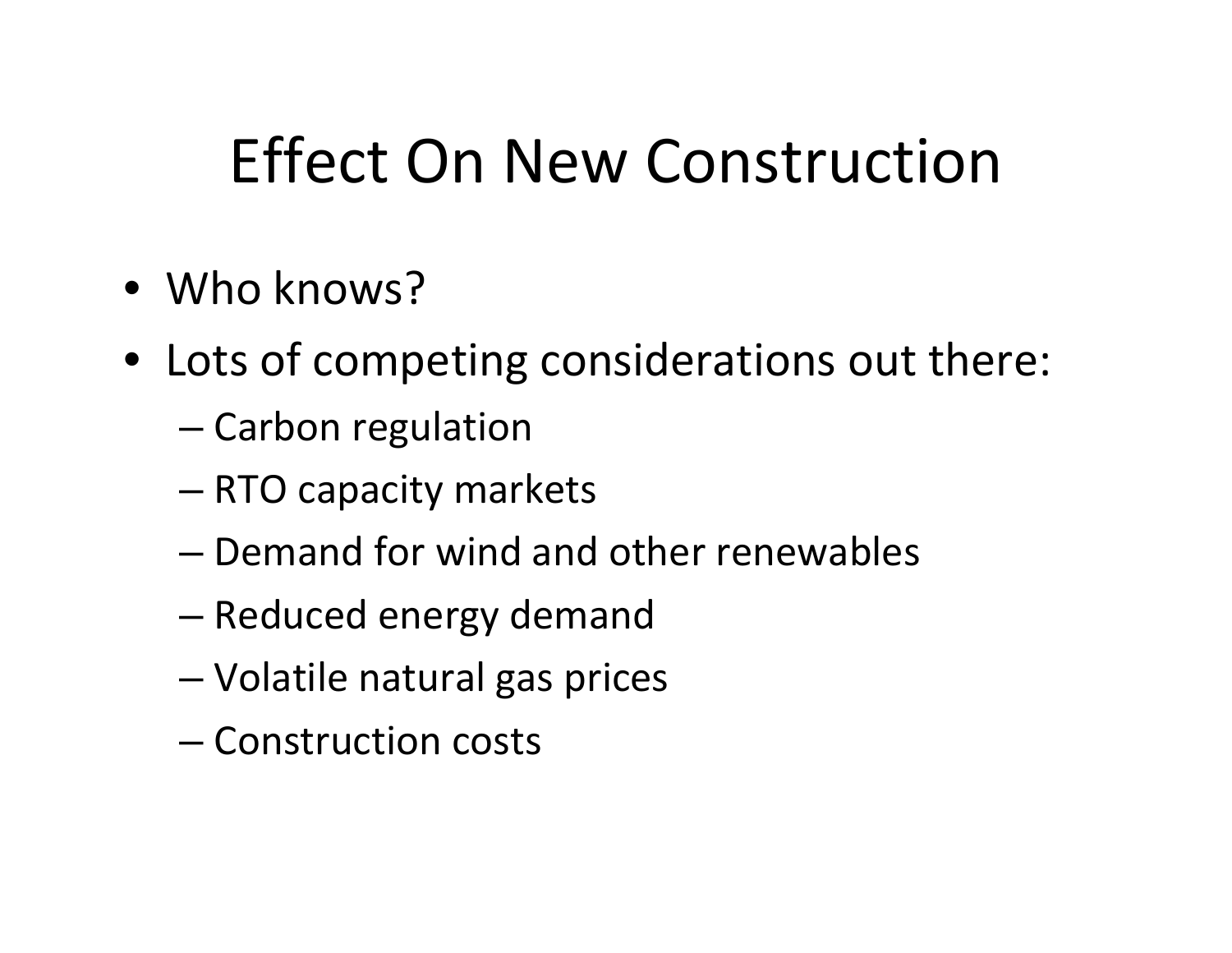# Effect On New Construction

- Who knows?
- Lots of competing considerations out there:
  - Carbon regulation
  - RTO capacity markets
  - Demand for wind and other renewables
  - Reduced energy demand
  - Volatile natural gas prices
  - Construction costs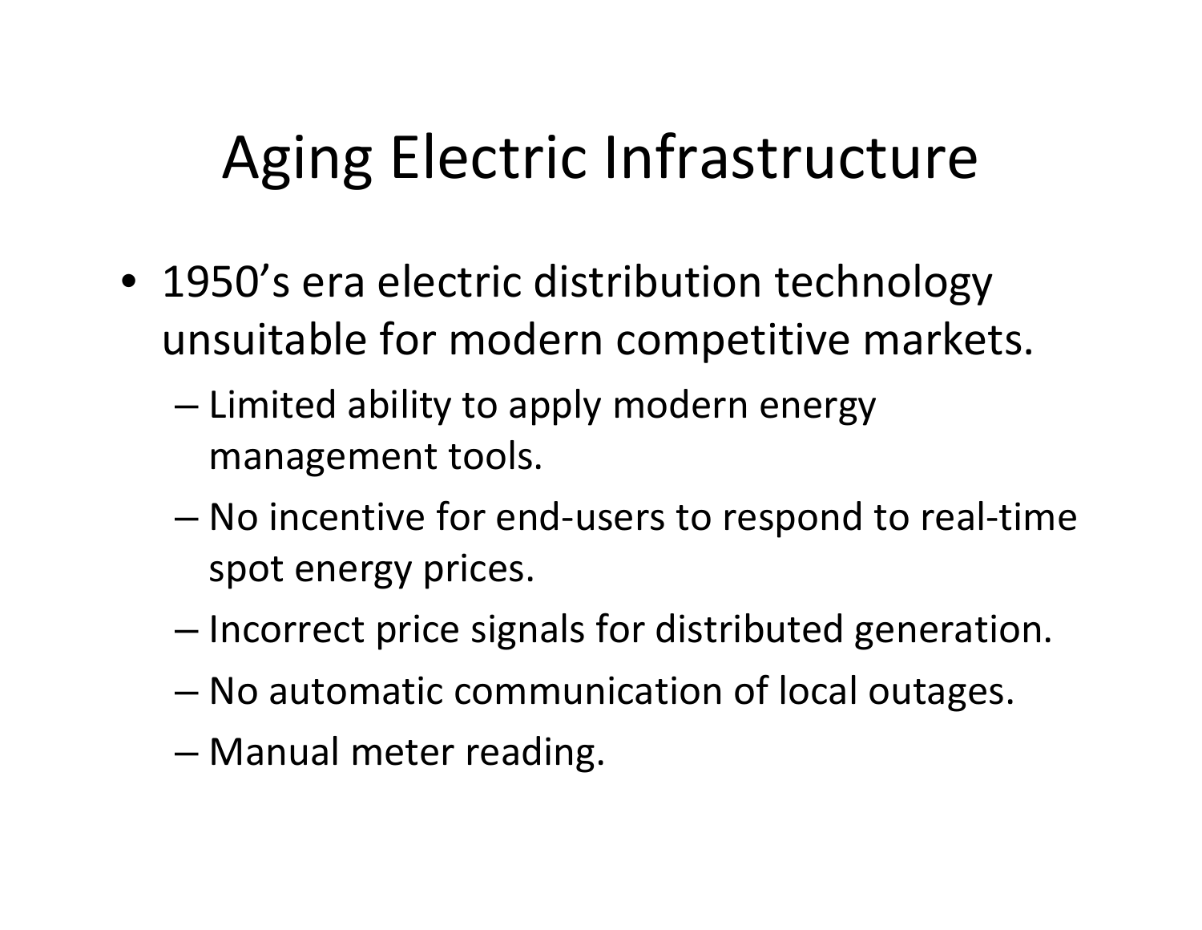# Aging Electric Infrastructure

- 1950's era electric distribution technology unsuitable for modern competitive markets.
  - Limited ability to apply modern energy management tools.
  - No incentive for end-users to respond to real-time spot energy prices.
  - Incorrect price signals for distributed generation.
  - No automatic communication of local outages.
  - Manual meter reading.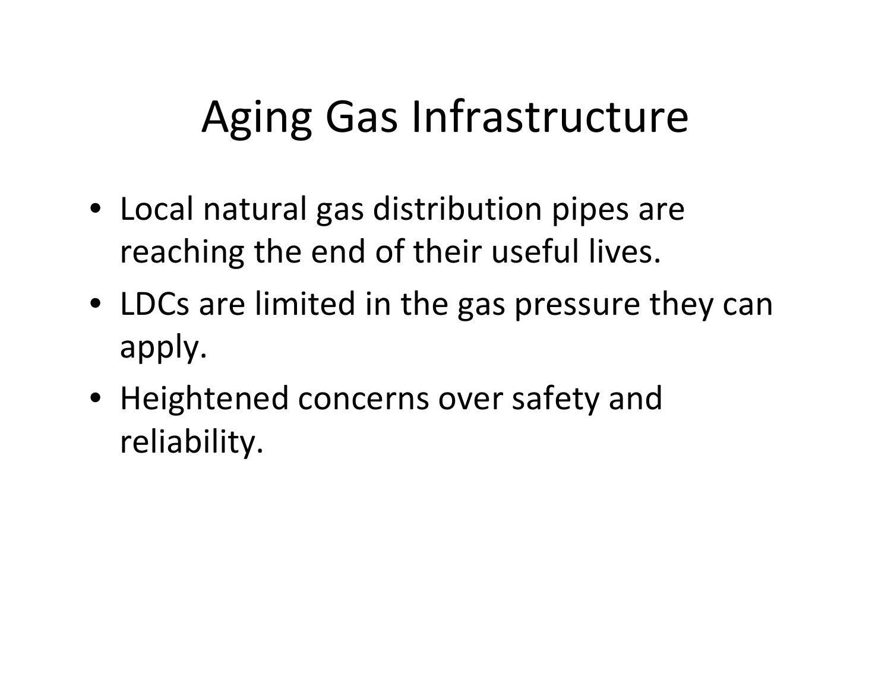# Aging Gas Infrastructure

- Local natural gas distribution pipes are reaching the end of their useful lives.
- LDCs are limited in the gas pressure they can apply.
- Heightened concerns over safety and reliability.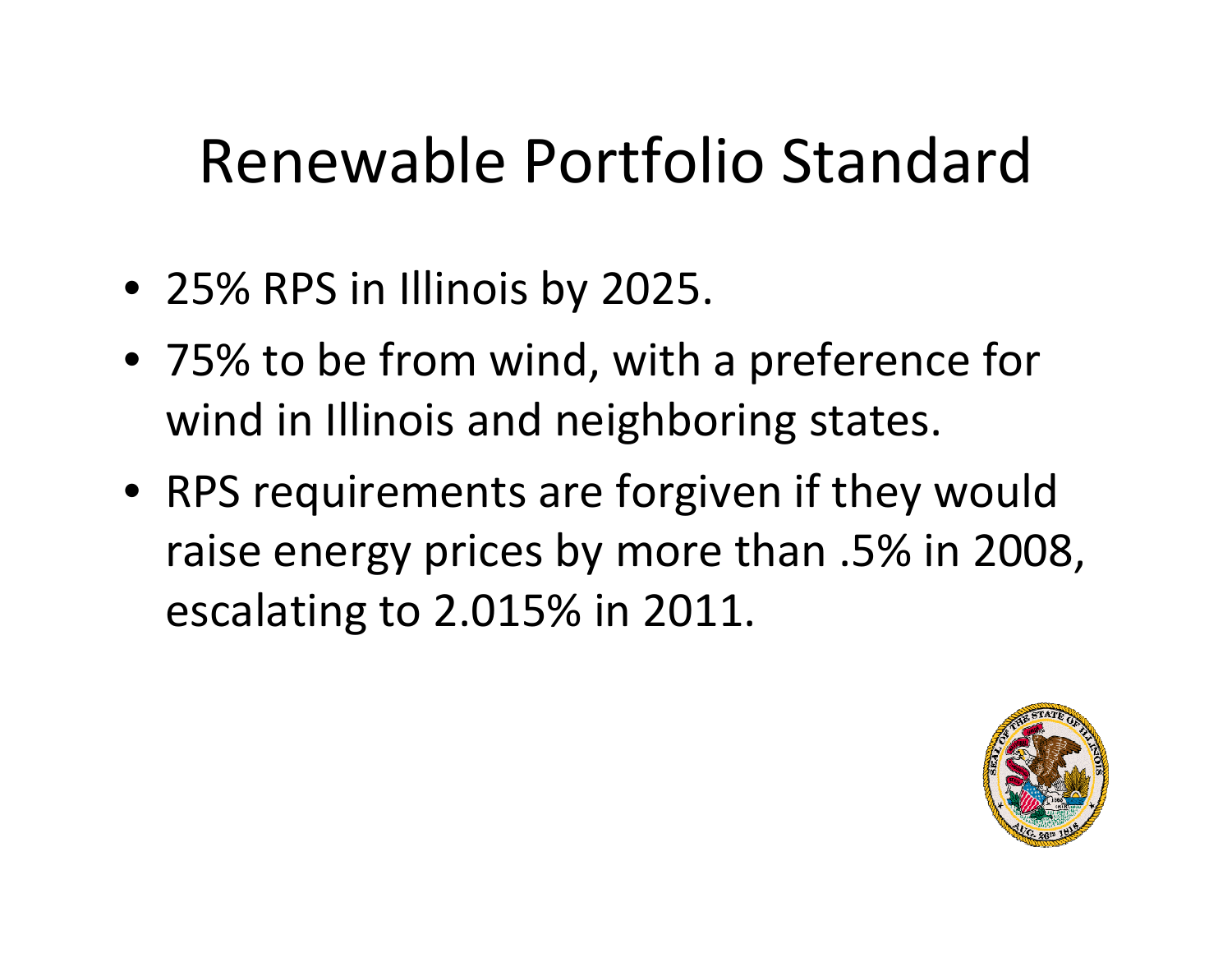# Renewable Portfolio Standard

- 25% RPS in Illinois by 2025.
- 75% to be from wind, with a preference for wind in Illinois and neighboring states.
- RPS requirements are forgiven if they would raise energy prices by more than .5% in 2008, escalating to 2.015% in 2011.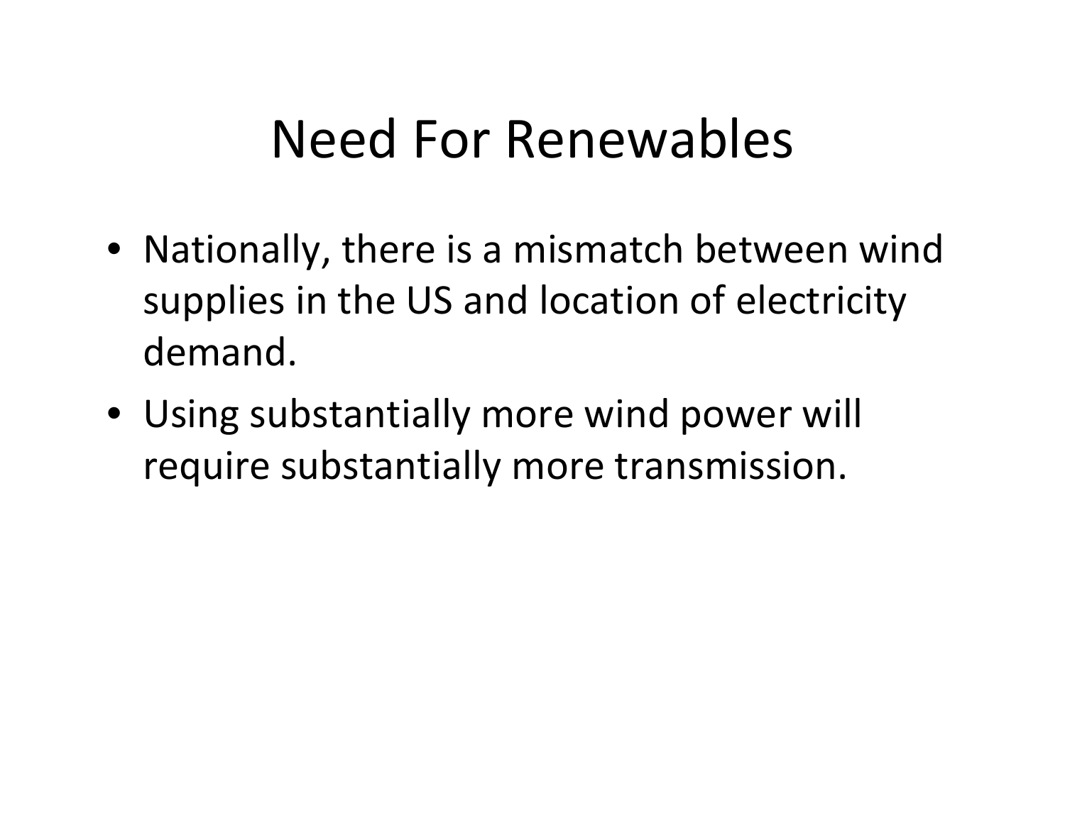# Need For Renewables

- Nationally, there is a mismatch between wind supplies in the US and location of electricity demand.
- Using substantially more wind power will require substantially more transmission.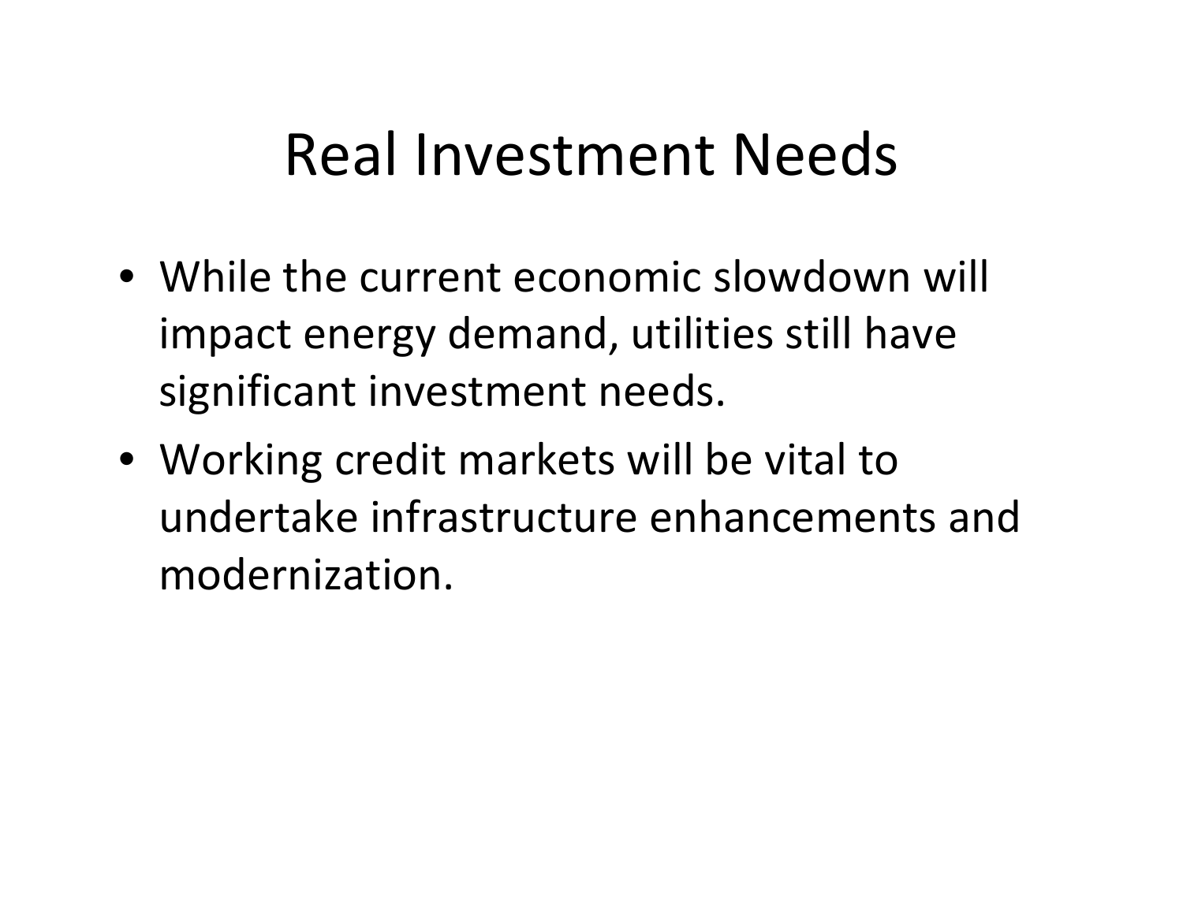# Real Investment Needs

- While the current economic slowdown will impact energy demand, utilities still have significant investment needs.
- Working credit markets will be vital to undertake infrastructure enhancements and modernization.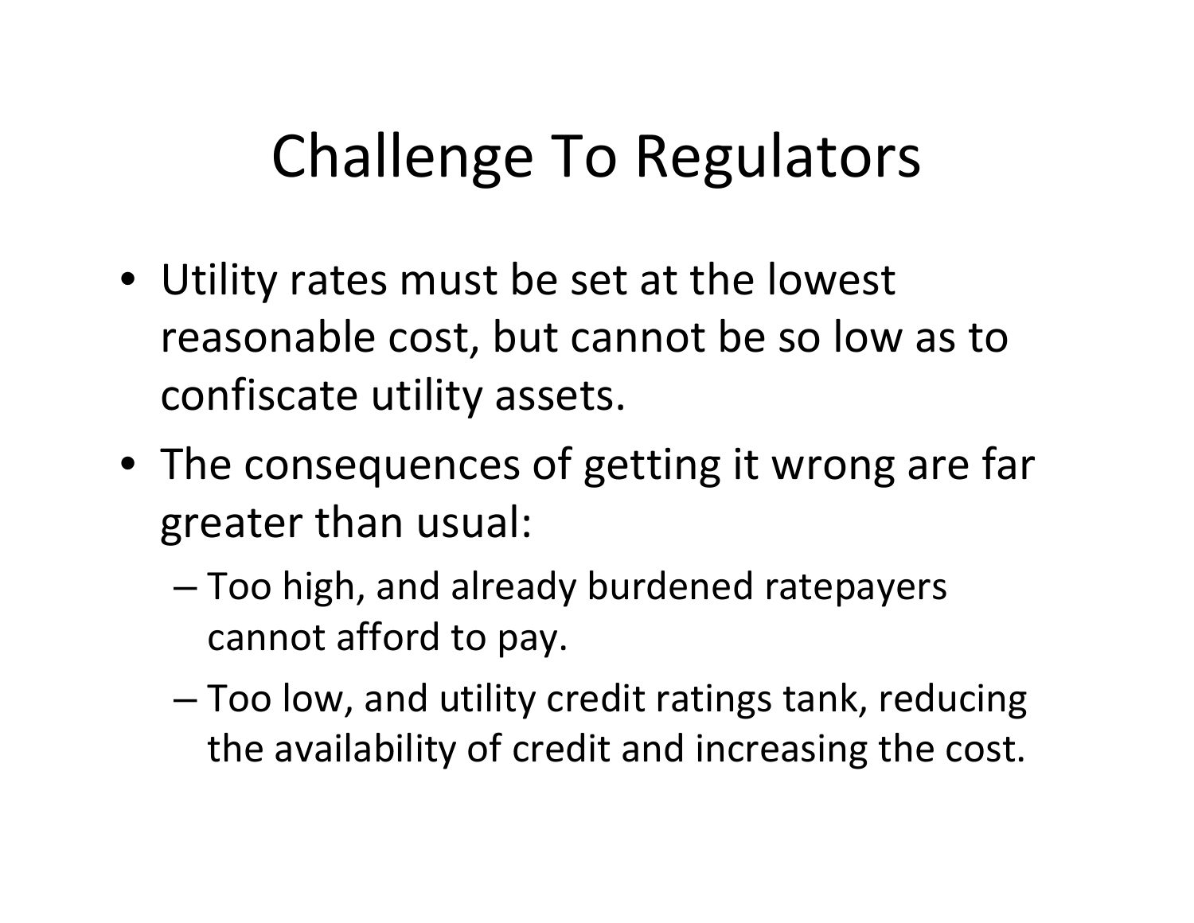# Challenge To Regulators

- Utility rates must be set at the lowest reasonable cost, but cannot be so low as to confiscate utility assets.
- The consequences of getting it wrong are far greater than usual:
  - Too high, and already burdened ratepayers cannot afford to pay.
  - Too low, and utility credit ratings tank, reducing the availability of credit and increasing the cost.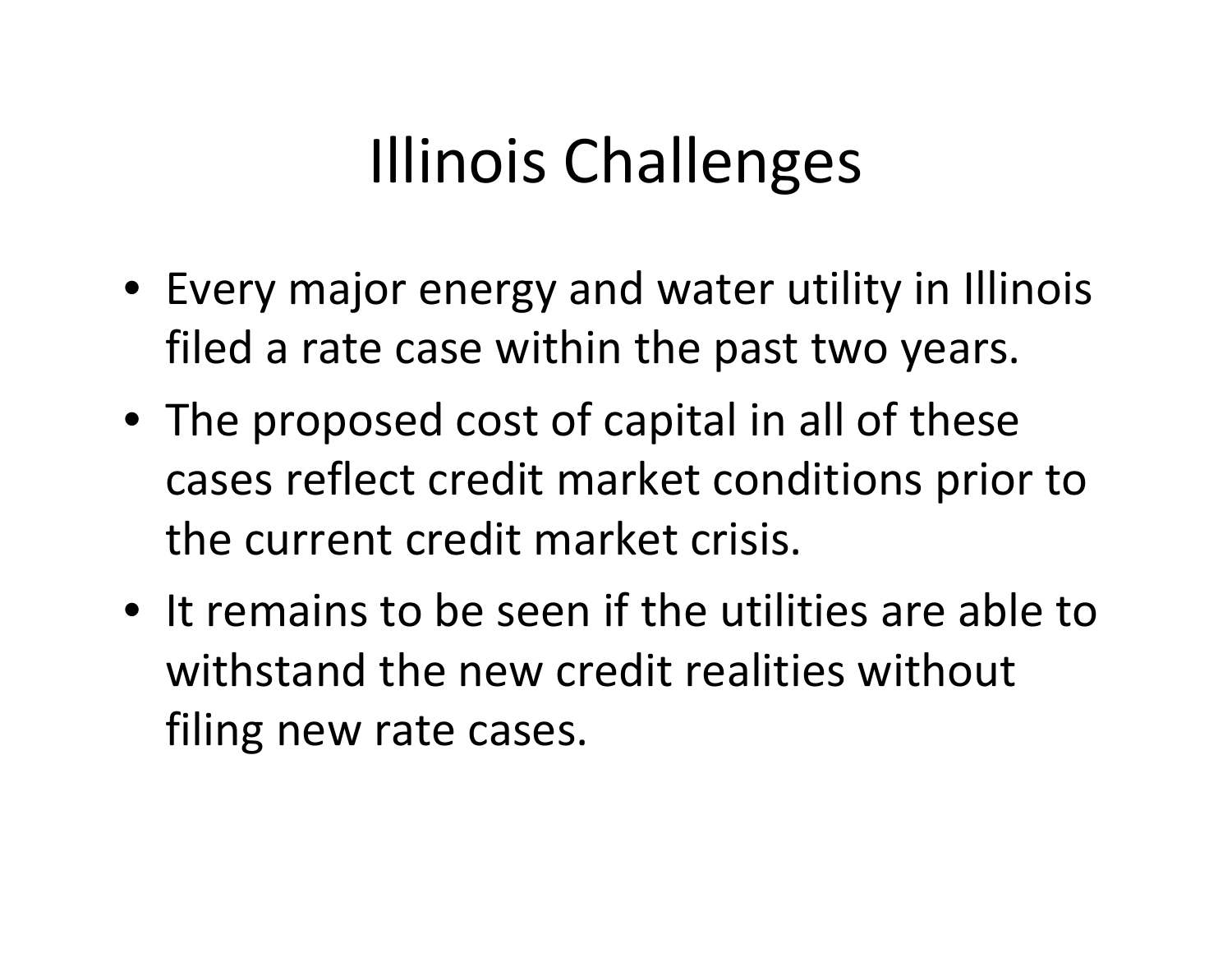# Illinois Challenges

- Every major energy and water utility in Illinois filed a rate case within the past two years.
- The proposed cost of capital in all of these cases reflect credit market conditions prior to the current credit market crisis.
- It remains to be seen if the utilities are able to withstand the new credit realities without filing new rate cases.